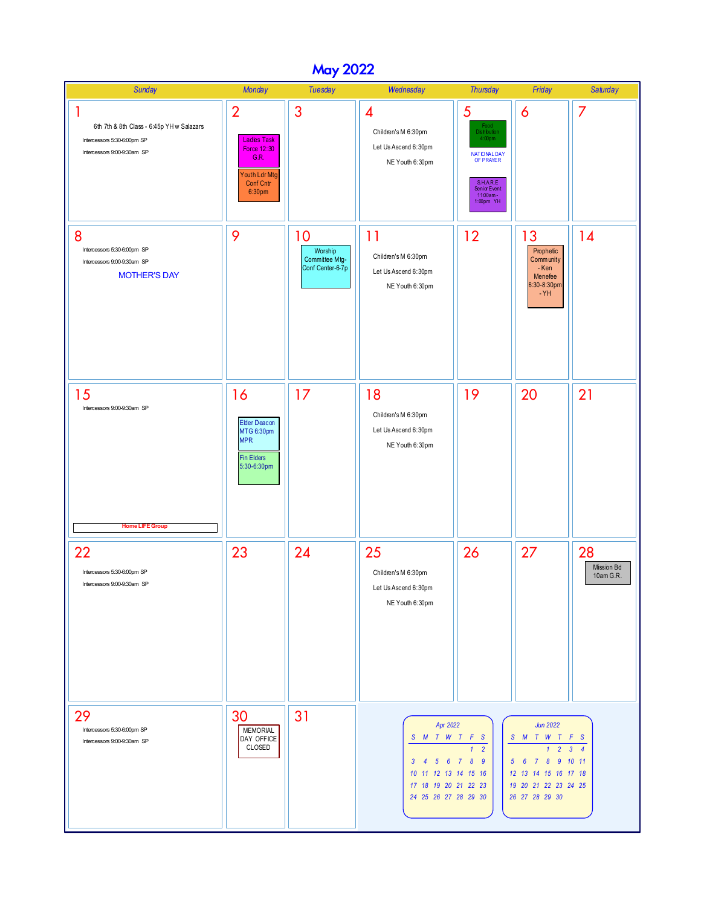# May 2022

| Sunday | Monday | Tuesday | Wednesday | Thursday | Friday | Saturday |
|---|---|---|---|---|---|---|
| 1<br>6th 7th & 8th Class - 6:45p YH w Salazars<br>Intercessors 5:30-6:00pm SP<br>Intercessors 9:00-9:30am SP | 2<br>Ladies Task Force 12:30 G.R.<br>Youth Ldr Mtg Conf Cntr 6:30pm | 3 | 4<br>Children's M 6:30pm<br>Let Us Ascend 6:30pm<br>NE Youth 6:30pm | 5<br>Food Distribution 4:00pm<br>NATIONAL DAY OF PRAYER<br>S.H.A.R.E Senior Event 11:00am - 1:00pm YH | 6 | 7 |
| 8<br>Intercessors 5:30-6:00pm SP<br>Intercessors 9:00-9:30am SP<br>MOTHER'S DAY | 9 | 10<br>Worship Committee Mtg-Conf Center-6-7p | 11<br>Children's M 6:30pm<br>Let Us Ascend 6:30pm<br>NE Youth 6:30pm | 12 | 13<br>Prophetic Community - Ken Menefee 6:30-8:30pm - YH | 14 |
| 15<br>Intercessors 9:00-9:30am SP<br>Home LIFE Group | 16<br>Elder Deacon MTG 6:30pm MPR<br>Fin Elders 5:30-6:30pm | 17 | 18<br>Children's M 6:30pm<br>Let Us Ascend 6:30pm<br>NE Youth 6:30pm | 19 | 20 | 21 |
| 22<br>Intercessors 5:30-6:00pm SP<br>Intercessors 9:00-9:30am SP | 23 | 24 | 25<br>Children's M 6:30pm<br>Let Us Ascend 6:30pm<br>NE Youth 6:30pm | 26 | 27 | 28<br>Mission Bd 10am G.R. |
| 29<br>Intercessors 5:30-6:00pm SP<br>Intercessors 9:00-9:30am SP | 30<br>MEMORIAL DAY OFFICE CLOSED | 31 | | | | |

**Apr 2022**

| S | M | T | W | T | F | S |
|---|---|---|---|---|---|---|
| | | | | | 1 | 2 |
| 3 | 4 | 5 | 6 | 7 | 8 | 9 |
| 10 | 11 | 12 | 13 | 14 | 15 | 16 |
| 17 | 18 | 19 | 20 | 21 | 22 | 23 |
| 24 | 25 | 26 | 27 | 28 | 29 | 30 |

**Jun 2022**

| S | M | T | W | T | F | S |
|---|---|---|---|---|---|---|
| | | | 1 | 2 | 3 | 4 |
| 5 | 6 | 7 | 8 | 9 | 10 | 11 |
| 12 | 13 | 14 | 15 | 16 | 17 | 18 |
| 19 | 20 | 21 | 22 | 23 | 24 | 25 |
| 26 | 27 | 28 | 29 | 30 | | |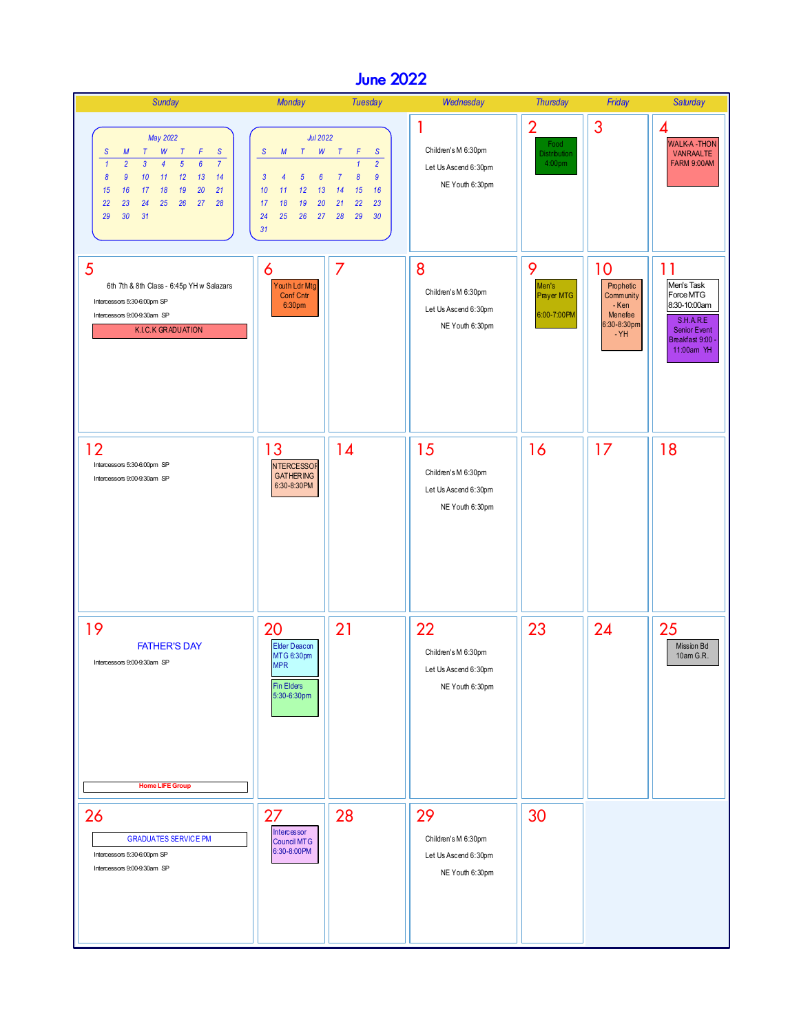# June 2022

| Sunday | Monday | Tuesday | Wednesday | Thursday | Friday | Saturday |
|---|---|---|---|---|---|---|
| | | | 1<br>Children's M 6:30pm<br>Let Us Ascend 6:30pm<br>NE Youth 6:30pm | 2<br>Food Distribution 4:00pm | 3 | 4<br>WALK-A-THON VANRAALTE FARM 9:00AM |
| 5<br>6th 7th & 8th Class - 6:45p YH w Salazars<br>Intercessors 5:30-6:00pm SP<br>Intercessors 9:00-9:30am SP<br>K.I.C.K GRADUATION | 6<br>Youth Ldr Mtg Conf Cntr 6:30pm | 7 | 8<br>Children's M 6:30pm<br>Let Us Ascend 6:30pm<br>NE Youth 6:30pm | 9<br>Men's Prayer MTG<br>6:00-7:00PM | 10<br>Prophetic Community - Ken Menefee 6:30-8:30pm - YH | 11<br>Men's Task Force MTG 8:30-10:00am<br>S.H.A.R.E Senior Event Breakfast 9:00 - 11:00am YH |
| 12<br>Intercessors 5:30-6:00pm SP<br>Intercessors 9:00-9:30am SP | 13<br>NTERCESSOR GATHERING 6:30-8:30PM | 14 | 15<br>Children's M 6:30pm<br>Let Us Ascend 6:30pm<br>NE Youth 6:30pm | 16 | 17 | 18 |
| 19<br>FATHER'S DAY<br>Intercessors 9:00-9:30am SP<br>Home LIFE Group | 20<br>Elder Deacon MTG 6:30pm MPR<br>Fin Elders 5:30-6:30pm | 21 | 22<br>Children's M 6:30pm<br>Let Us Ascend 6:30pm<br>NE Youth 6:30pm | 23 | 24 | 25<br>Mission Bd 10am G.R. |
| 26<br>GRADUATES SERVICE PM<br>Intercessors 5:30-6:00pm SP<br>Intercessors 9:00-9:30am SP | 27<br>Intercessor Council MTG 6:30-8:00PM | 28 | 29<br>Children's M 6:30pm<br>Let Us Ascend 6:30pm<br>NE Youth 6:30pm | 30 | | |

**May 2022**

| S | M | T | W | T | F | S |
|---|---|---|---|---|---|---|
| 1 | 2 | 3 | 4 | 5 | 6 | 7 |
| 8 | 9 | 10 | 11 | 12 | 13 | 14 |
| 15 | 16 | 17 | 18 | 19 | 20 | 21 |
| 22 | 23 | 24 | 25 | 26 | 27 | 28 |
| 29 | 30 | 31 | | | | |

**Jul 2022**

| S | M | T | W | T | F | S |
|---|---|---|---|---|---|---|
| | | | | | 1 | 2 |
| 3 | 4 | 5 | 6 | 7 | 8 | 9 |
| 10 | 11 | 12 | 13 | 14 | 15 | 16 |
| 17 | 18 | 19 | 20 | 21 | 22 | 23 |
| 24 | 25 | 26 | 27 | 28 | 29 | 30 |
| 31 | | | | | | |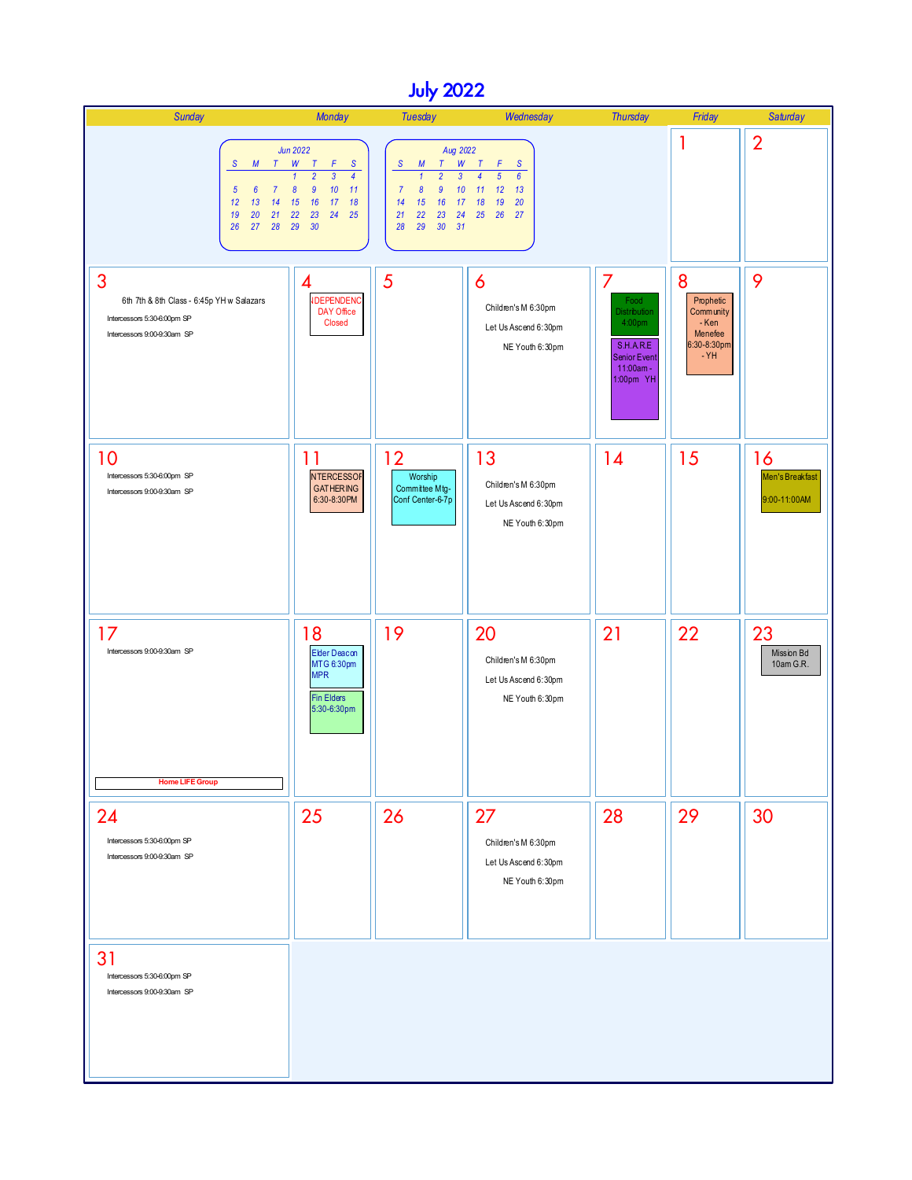# July 2022

| Sunday | Monday | Tuesday | Wednesday | Thursday | Friday | Saturday |
|---|---|---|---|---|---|---|
| | | | | | 1 | 2 |
| 3<br>6th 7th & 8th Class - 6:45p YH w Salazars<br>Intercessors 5:30-6:00pm SP<br>Intercessors 9:00-9:30am SP | 4<br>INDEPENDENCE DAY Office Closed | 5 | 6<br>Children's M 6:30pm<br>Let Us Ascend 6:30pm<br>NE Youth 6:30pm | 7<br>Food Distribution 4:00pm<br>S.H.A.R.E Senior Event 11:00am - 1:00pm YH | 8<br>Prophetic Community - Ken Menefee 6:30-8:30pm - YH | 9 |
| 10<br>Intercessors 5:30-6:00pm SP<br>Intercessors 9:00-9:30am SP | 11<br>INTERCESSOR GATHERING 6:30-8:30PM | 12<br>Worship Committee Mtg-Conf Center-6-7p | 13<br>Children's M 6:30pm<br>Let Us Ascend 6:30pm<br>NE Youth 6:30pm | 14 | 15 | 16<br>Men's Breakfast 9:00-11:00AM |
| 17<br>Intercessors 9:00-9:30am SP<br>Home LIFE Group | 18<br>Elder Deacon MTG 6:30pm MPR<br>Fin Elders 5:30-6:30pm | 19 | 20<br>Children's M 6:30pm<br>Let Us Ascend 6:30pm<br>NE Youth 6:30pm | 21 | 22 | 23<br>Mission Bd 10am G.R. |
| 24<br>Intercessors 5:30-6:00pm SP<br>Intercessors 9:00-9:30am SP | 25 | 26 | 27<br>Children's M 6:30pm<br>Let Us Ascend 6:30pm<br>NE Youth 6:30pm | 28 | 29 | 30 |
| 31<br>Intercessors 5:30-6:00pm SP<br>Intercessors 9:00-9:30am SP | | | | | | |

**Jun 2022**

| S | M | T | W | T | F | S |
|---|---|---|---|---|---|---|
| | | | 1 | 2 | 3 | 4 |
| 5 | 6 | 7 | 8 | 9 | 10 | 11 |
| 12 | 13 | 14 | 15 | 16 | 17 | 18 |
| 19 | 20 | 21 | 22 | 23 | 24 | 25 |
| 26 | 27 | 28 | 29 | 30 | | |

**Aug 2022**

| S | M | T | W | T | F | S |
|---|---|---|---|---|---|---|
| | 1 | 2 | 3 | 4 | 5 | 6 |
| 7 | 8 | 9 | 10 | 11 | 12 | 13 |
| 14 | 15 | 16 | 17 | 18 | 19 | 20 |
| 21 | 22 | 23 | 24 | 25 | 26 | 27 |
| 28 | 29 | 30 | 31 | | | |